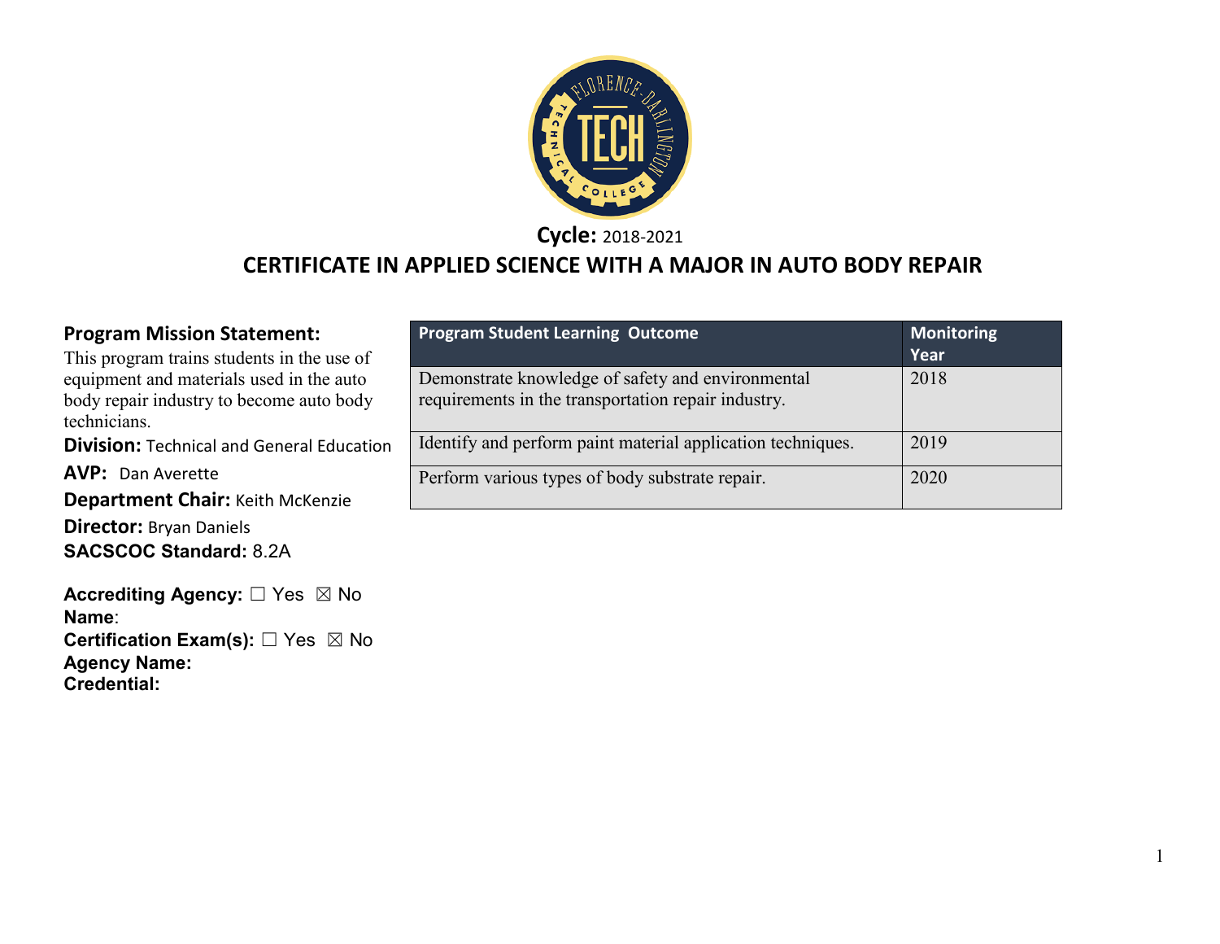**Cycle:** 2018-2021

# CERTIFICATE IN APPLIED SCIENCE WITH A MAJOR IN AUTO BODY REPAIR

**Program Mission Statement:**
This program trains students in the use of equipment and materials used in the auto body repair industry to become auto body technicians.

**Division:** Technical and General Education

**AVP:** Dan Averette

**Department Chair:** Keith McKenzie

**Director:** Bryan Daniels

**SACSCOC Standard:** 8.2A

**Accrediting Agency:** ☐ Yes ☒ No
**Name**:
**Certification Exam(s):** ☐ Yes ☒ No
**Agency Name:**
**Credential:**

| Program Student Learning Outcome | Monitoring Year |
|---|---|
| Demonstrate knowledge of safety and environmental requirements in the transportation repair industry. | 2018 |
| Identify and perform paint material application techniques. | 2019 |
| Perform various types of body substrate repair. | 2020 |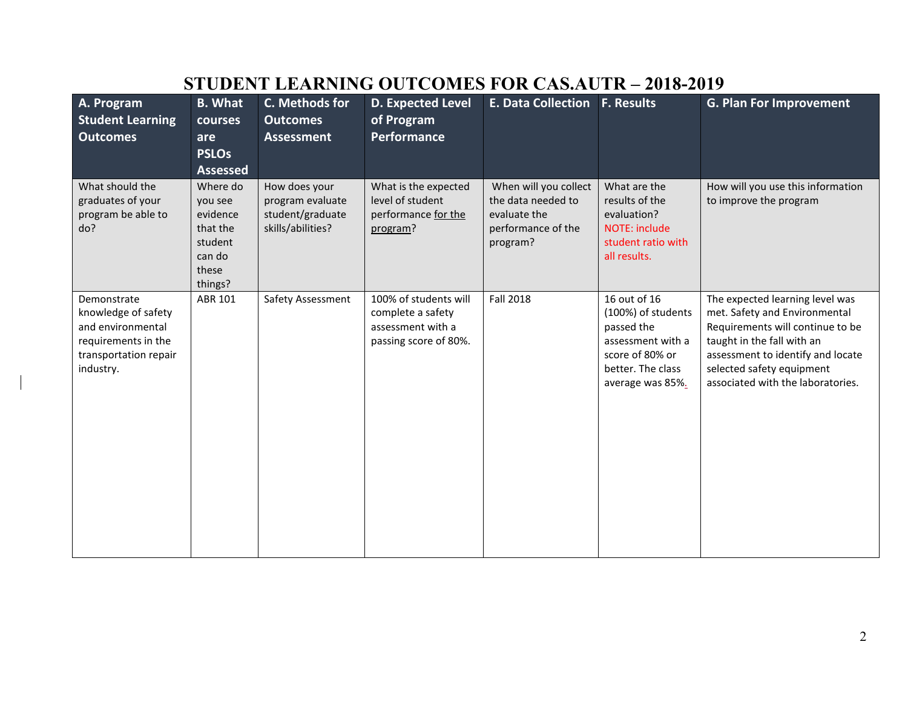# STUDENT LEARNING OUTCOMES FOR CAS.AUTR – 2018-2019

| A. Program Student Learning Outcomes | B. What courses are PSLOs Assessed | C. Methods for Outcomes Assessment | D. Expected Level of Program Performance | E. Data Collection | F. Results | G. Plan For Improvement |
|---|---|---|---|---|---|---|
| What should the graduates of your program be able to do? | Where do you see evidence that the student can do these things? | How does your program evaluate student/graduate skills/abilities? | What is the expected level of student performance for the program? | When will you collect the data needed to evaluate the performance of the program? | What are the results of the evaluation? NOTE: include student ratio with all results. | How will you use this information to improve the program |
| Demonstrate knowledge of safety and environmental requirements in the transportation repair industry. | ABR 101 | Safety Assessment | 100% of students will complete a safety assessment with a passing score of 80%. | Fall 2018 | 16 out of 16 (100%) of students passed the assessment with a score of 80% or better. The class average was 85%. | The expected learning level was met. Safety and Environmental Requirements will continue to be taught in the fall with an assessment to identify and locate selected safety equipment associated with the laboratories. |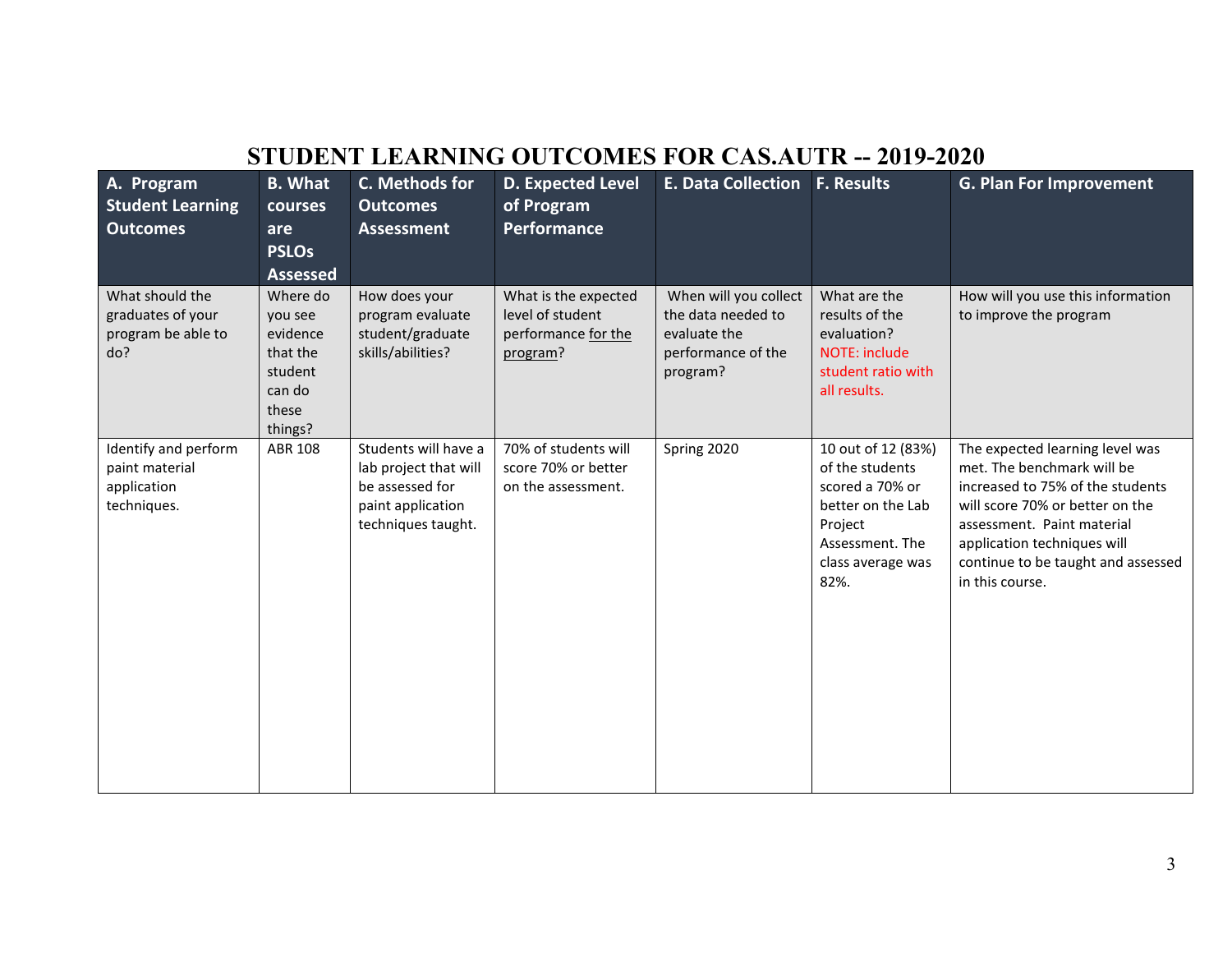# STUDENT LEARNING OUTCOMES FOR CAS.AUTR -- 2019-2020

| A. Program Student Learning Outcomes | B. What courses are PSLOs Assessed | C. Methods for Outcomes Assessment | D. Expected Level of Program Performance | E. Data Collection | F. Results | G. Plan For Improvement |
|---|---|---|---|---|---|---|
| What should the graduates of your program be able to do? | Where do you see evidence that the student can do these things? | How does your program evaluate student/graduate skills/abilities? | What is the expected level of student performance for the program? | When will you collect the data needed to evaluate the performance of the program? | What are the results of the evaluation? NOTE: include student ratio with all results. | How will you use this information to improve the program |
| Identify and perform paint material application techniques. | ABR 108 | Students will have a lab project that will be assessed for paint application techniques taught. | 70% of students will score 70% or better on the assessment. | Spring 2020 | 10 out of 12 (83%) of the students scored a 70% or better on the Lab Project Assessment. The class average was 82%. | The expected learning level was met. The benchmark will be increased to 75% of the students will score 70% or better on the assessment. Paint material application techniques will continue to be taught and assessed in this course. |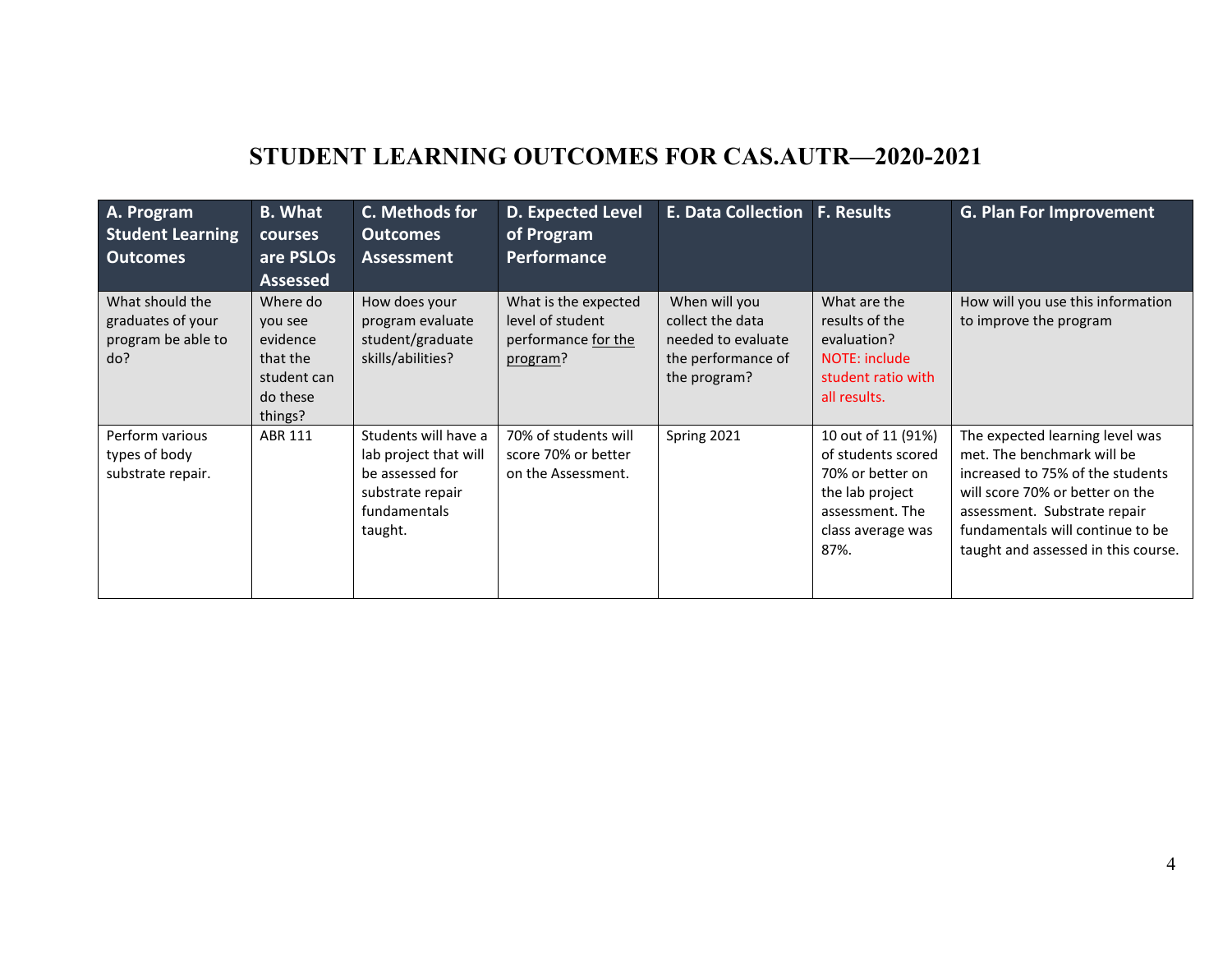# STUDENT LEARNING OUTCOMES FOR CAS.AUTR—2020-2021

| A. Program Student Learning Outcomes | B. What courses are PSLOs Assessed | C. Methods for Outcomes Assessment | D. Expected Level of Program Performance | E. Data Collection | F. Results | G. Plan For Improvement |
|---|---|---|---|---|---|---|
| What should the graduates of your program be able to do? | Where do you see evidence that the student can do these things? | How does your program evaluate student/graduate skills/abilities? | What is the expected level of student performance for the program? | When will you collect the data needed to evaluate the performance of the program? | What are the results of the evaluation? NOTE: include student ratio with all results. | How will you use this information to improve the program |
| Perform various types of body substrate repair. | ABR 111 | Students will have a lab project that will be assessed for substrate repair fundamentals taught. | 70% of students will score 70% or better on the Assessment. | Spring 2021 | 10 out of 11 (91%) of students scored 70% or better on the lab project assessment. The class average was 87%. | The expected learning level was met. The benchmark will be increased to 75% of the students will score 70% or better on the assessment. Substrate repair fundamentals will continue to be taught and assessed in this course. |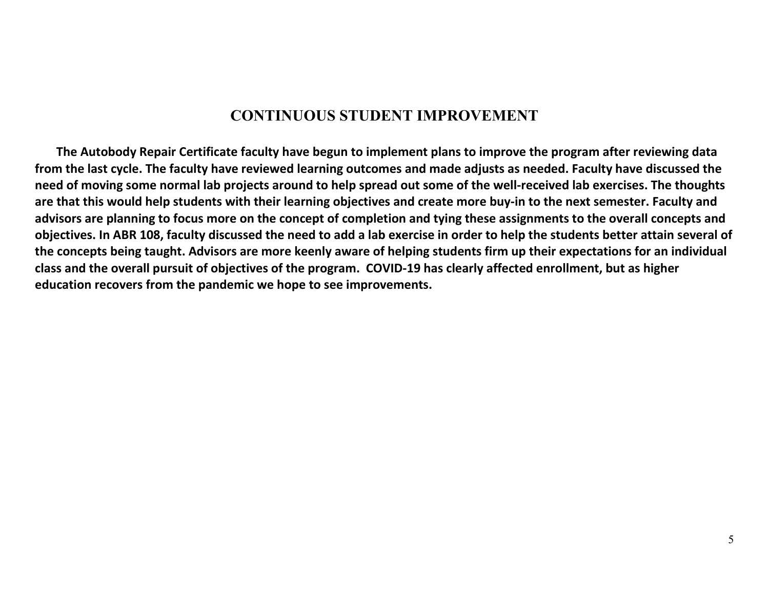## CONTINUOUS STUDENT IMPROVEMENT

**The Autobody Repair Certificate faculty have begun to implement plans to improve the program after reviewing data from the last cycle. The faculty have reviewed learning outcomes and made adjusts as needed. Faculty have discussed the need of moving some normal lab projects around to help spread out some of the well-received lab exercises. The thoughts are that this would help students with their learning objectives and create more buy-in to the next semester. Faculty and advisors are planning to focus more on the concept of completion and tying these assignments to the overall concepts and objectives. In ABR 108, faculty discussed the need to add a lab exercise in order to help the students better attain several of the concepts being taught. Advisors are more keenly aware of helping students firm up their expectations for an individual class and the overall pursuit of objectives of the program. COVID-19 has clearly affected enrollment, but as higher education recovers from the pandemic we hope to see improvements.**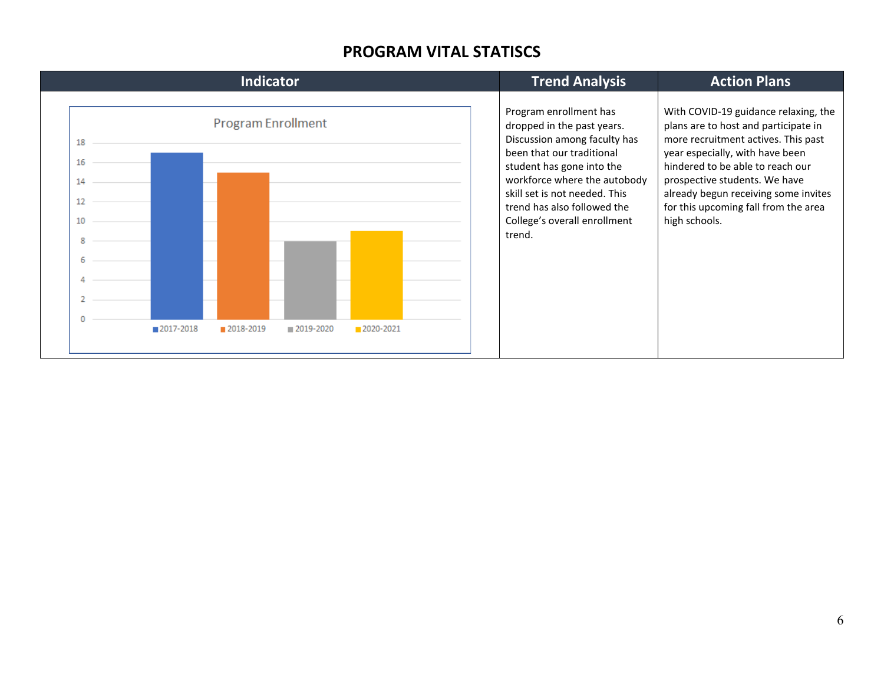# PROGRAM VITAL STATISCS

| Indicator | Trend Analysis | Action Plans |
| --- | --- | --- |
| Program Enrollment<br>2017-2018: 17<br>2018-2019: 15<br>2019-2020: 8<br>2020-2021: 9 | Program enrollment has dropped in the past years. Discussion among faculty has been that our traditional student has gone into the workforce where the autobody skill set is not needed. This trend has also followed the College's overall enrollment trend. | With COVID-19 guidance relaxing, the plans are to host and participate in more recruitment actives. This past year especially, with have been hindered to be able to reach our prospective students. We have already begun receiving some invites for this upcoming fall from the area high schools. |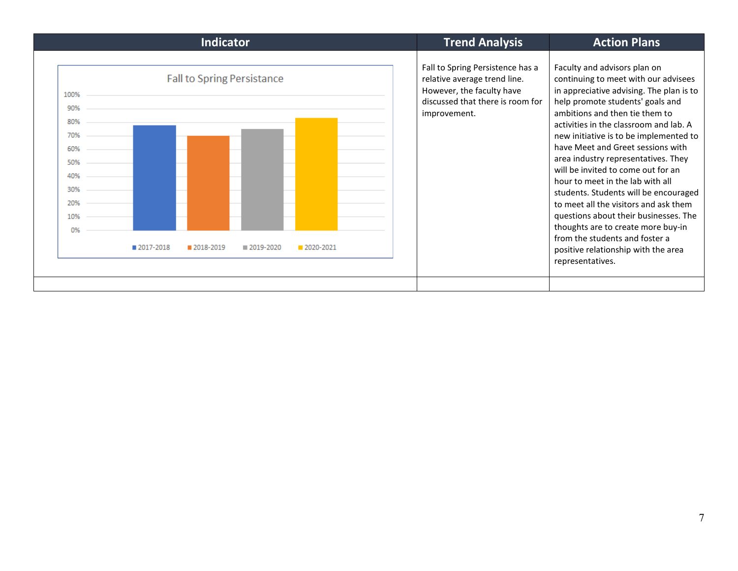| Indicator | Trend Analysis | Action Plans |
| --- | --- | --- |
| Fall to Spring Persistance<br>100%<br>90%<br>80%<br>70%<br>60%<br>50%<br>40%<br>30%<br>20%<br>10%<br>0%<br>2017-2018 2018-2019 2019-2020 2020-2021 | Fall to Spring Persistence has a relative average trend line. However, the faculty have discussed that there is room for improvement. | Faculty and advisors plan on continuing to meet with our advisees in appreciative advising. The plan is to help promote students' goals and ambitions and then tie them to activities in the classroom and lab. A new initiative is to be implemented to have Meet and Greet sessions with area industry representatives. They will be invited to come out for an hour to meet in the lab with all students. Students will be encouraged to meet all the visitors and ask them questions about their businesses. The thoughts are to create more buy-in from the students and foster a positive relationship with the area representatives. |
| | | |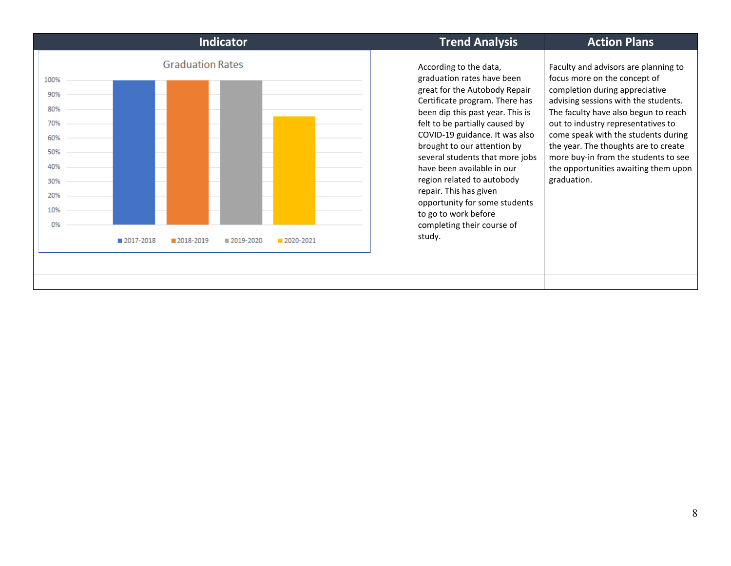| Indicator | Trend Analysis | Action Plans |
|---|---|---|
| Graduation Rates<br>2017-2018: 100%<br>2018-2019: 100%<br>2019-2020: 100%<br>2020-2021: 75% | According to the data, graduation rates have been great for the Autobody Repair Certificate program. There has been dip this past year. This is felt to be partially caused by COVID-19 guidance. It was also brought to our attention by several students that more jobs have been available in our region related to autobody repair. This has given opportunity for some students to go to work before completing their course of study. | Faculty and advisors are planning to focus more on the concept of completion during appreciative advising sessions with the students. The faculty have also begun to reach out to industry representatives to come speak with the students during the year. The thoughts are to create more buy-in from the students to see the opportunities awaiting them upon graduation. |
| | | |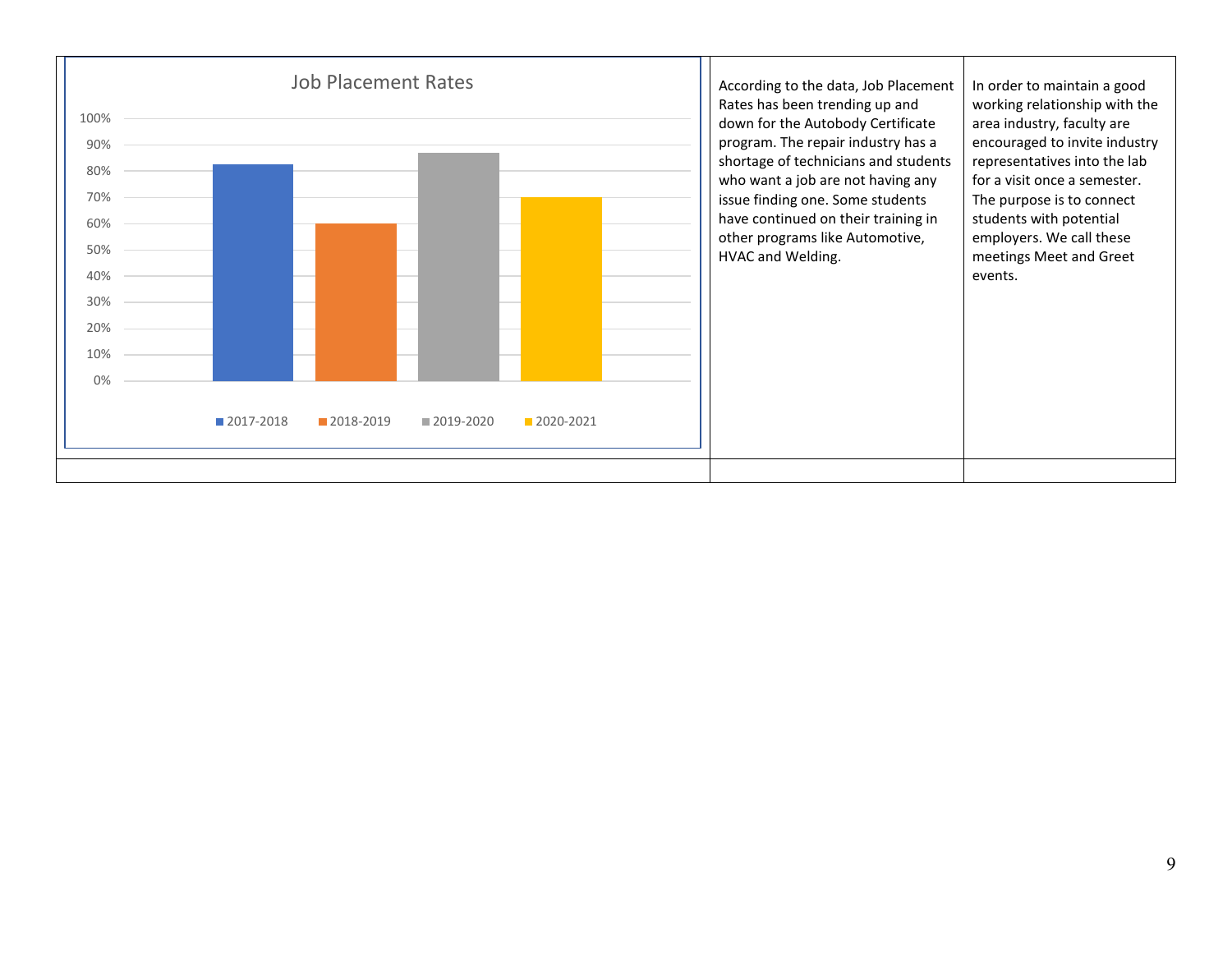| | | |
|---|---|---|
| Job Placement Rates<br>100%<br>90%<br>80%<br>70%<br>60%<br>50%<br>40%<br>30%<br>20%<br>10%<br>0%<br>2017-2018 2018-2019 2019-2020 2020-2021 | According to the data, Job Placement Rates has been trending up and down for the Autobody Certificate program. The repair industry has a shortage of technicians and students who want a job are not having any issue finding one. Some students have continued on their training in other programs like Automotive, HVAC and Welding. | In order to maintain a good working relationship with the area industry, faculty are encouraged to invite industry representatives into the lab for a visit once a semester. The purpose is to connect students with potential employers. We call these meetings Meet and Greet events. |
| | | |